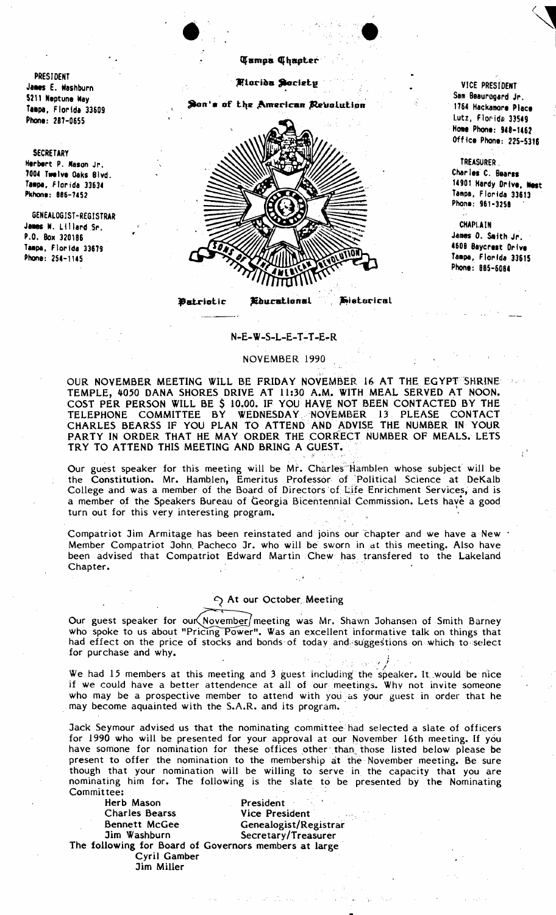PRESIDENT
James E. Washburn
5211 Neptune Way
Tampa, Florida 33609
Phone: 287-0655

SECRETARY
Herbert P. Mason Jr.
7004 Twelve Oaks Blvd.
Tampa, Florida 33634
Pkhone: 886-7452

GENEALOGIST-REGISTRAR
James W. Lillard Sr.
P.O. Box 320186
Tampa, Florida 33679
Phone: 254-1145

# Tampa Chapter

## Florida Society

## Son's of the American Revolution

Patriotic Educational Historical

VICE PRESIDENT
Sam Beauregard Jr.
1764 Hackamore Place
Lutz, Florida 33549
Home Phone: 948-1462
Office Phone: 225-5316

TREASURER
Charles C. Bearss
14901 Hardy Drive, West
Tampa, Florida 33613
Phone: 961-3258

CHAPLAIN
James O. Smith Jr.
4608 Baycrest Drive
Tampa, Florida 33615
Phone: 885-6084

## N-E-W-S-L-E-T-T-E-R

NOVEMBER 1990

OUR NOVEMBER MEETING WILL BE FRIDAY NOVEMBER 16 AT THE EGYPT SHRINE TEMPLE, 4050 DANA SHORES DRIVE AT 11:30 A.M. WITH MEAL SERVED AT NOON. COST PER PERSON WILL BE $ 10.00. IF YOU HAVE NOT BEEN CONTACTED BY THE TELEPHONE COMMITTEE BY WEDNESDAY NOVEMBER 13 PLEASE CONTACT CHARLES BEARSS IF YOU PLAN TO ATTEND AND ADVISE THE NUMBER IN YOUR PARTY IN ORDER THAT HE MAY ORDER THE CORRECT NUMBER OF MEALS. LETS TRY TO ATTEND THIS MEETING AND BRING A GUEST.

Our guest speaker for this meeting will be Mr. Charles Hamblen whose subject will be the **Constitution.** Mr. Hamblen, Emeritus Professor of Political Science at DeKalb College and was a member of the Board of Directors of Life Enrichment Services, and is a member of the Speakers Bureau of Georgia Bicentennial Commission. Lets have a good turn out for this very interesting program.

Compatriot Jim Armitage has been reinstated and joins our chapter and we have a New Member Compatriot John Pacheco Jr. who will be sworn in at this meeting. Also have been advised that Compatriot Edward Martin Chew has transfered to the Lakeland Chapter.

### At our October Meeting

Our guest speaker for our November meeting was Mr. Shawn Johansen of Smith Barney who spoke to us about "Pricing Power". Was an excellent informative talk on things that had effect on the price of stocks and bonds of today and suggestions on which to select for purchase and why.

We had 15 members at this meeting and 3 guest including the speaker. It would be nice if we could have a better attendence at all of our meetings. Why not invite someone who may be a prospective member to attend with you as your guest in order that he may become aquainted with the S.A.R. and its program.

Jack Seymour advised us that the nominating committee had selected a slate of officers for 1990 who will be presented for your approval at our November 16th meeting. If you have somone for nomination for these offices other than those listed below please be present to offer the nomination to the membership at the November meeting. Be sure though that your nomination will be willing to serve in the capacity that you are nominating him for. The following is the slate to be presented by the Nominating Committee:

| | |
|---|---|
| Herb Mason | President |
| Charles Bearss | Vice President |
| Bennett McGee | Genealogist/Registrar |
| Jim Washburn | Secretary/Treasurer |

The following for Board of Governors members at large

Cyril Gamber
Jim Miller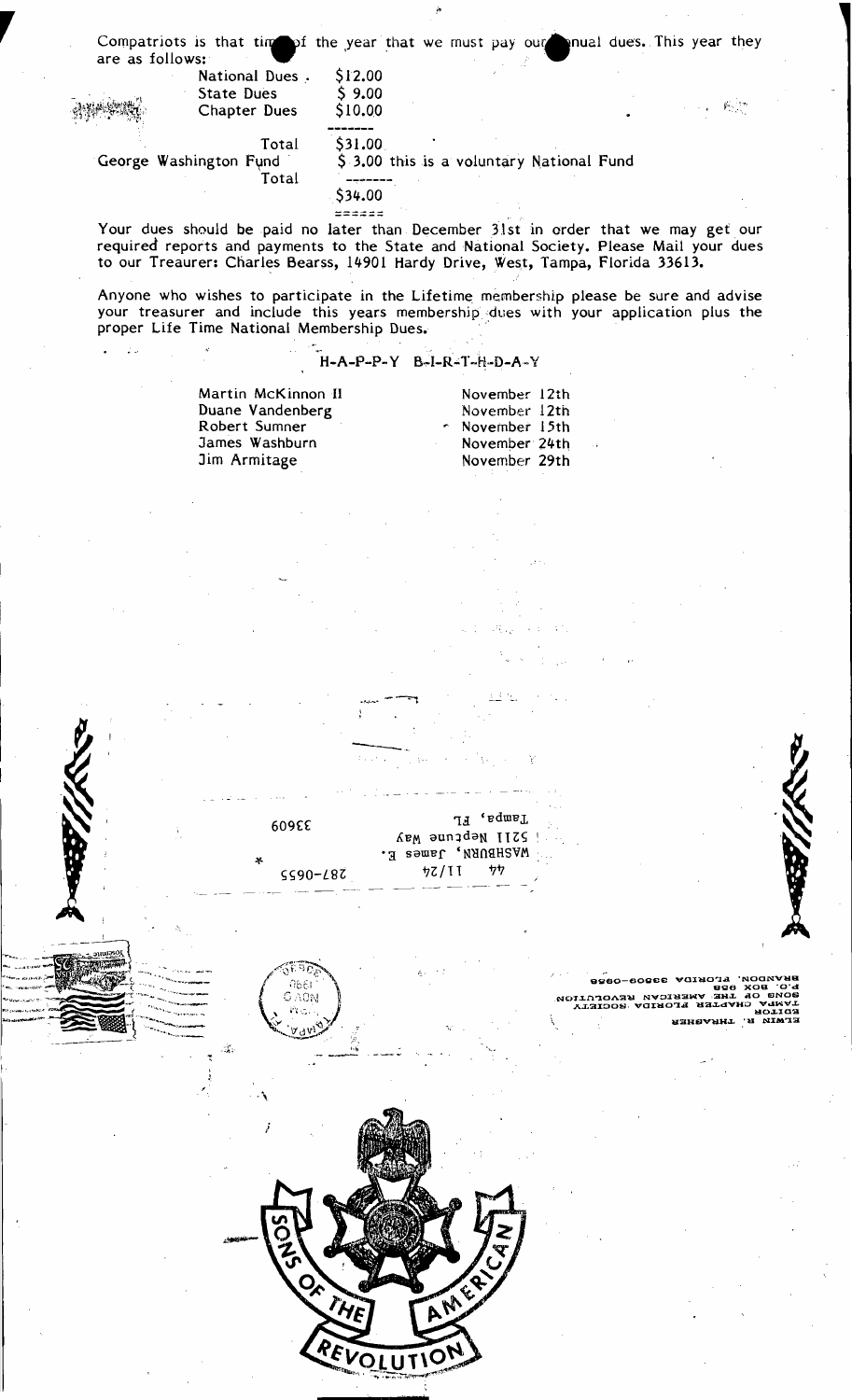Compatriots is that time of the year that we must pay our annual dues. This year they are as follows:

| | |
|---|---|
| National Dues | $12.00 |
| State Dues | $ 9.00 |
| Chapter Dues | $10.00 |
| Total | $31.00 |
| George Washington Fund | $ 3.00 this is a voluntary National Fund |
| Total | $34.00 |

Your dues should be paid no later than December 31st in order that we may get our required reports and payments to the State and National Society. Please Mail your dues to our Treaurer: Charles Bearss, 14901 Hardy Drive, West, Tampa, Florida 33613.

Anyone who wishes to participate in the Lifetime membership please be sure and advise your treasurer and include this years membership dues with your application plus the proper Life Time National Membership Dues.

## H-A-P-P-Y B-I-R-T-H-D-A-Y

| | |
|---|---|
| Martin McKinnon II | November 12th |
| Duane Vandenberg | November 12th |
| Robert Sumner | November 15th |
| James Washburn | November 24th |
| Jim Armitage | November 29th |

44 11/24
WASHBURN, James E.
5211 Neptune Way
Tampa, FL 33609
287-0655

ELWIN R. THRASHER
EDITOR
TAMPA CHAPTER FLORIDA SOCIETY
SONS OF THE AMERICAN REVOLUTION
P.O. BOX 988
BRANDON, FLORIDA 33509-0988

SONS OF THE AMERICAN REVOLUTION